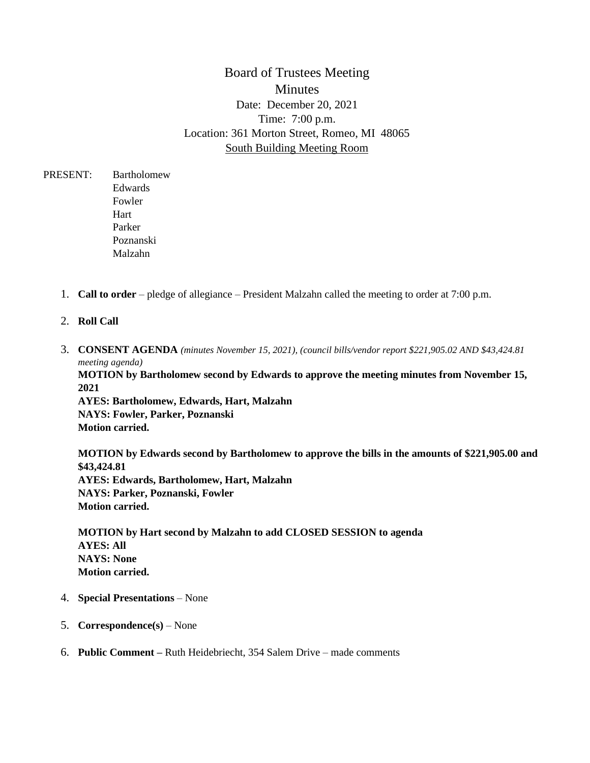# Board of Trustees Meeting
## Minutes

Date: December 20, 2021
Time: 7:00 p.m.
Location: 361 Morton Street, Romeo, MI 48065
South Building Meeting Room

PRESENT: Bartholomew
Edwards
Fowler
Hart
Parker
Poznanski
Malzahn

1. **Call to order** – pledge of allegiance – President Malzahn called the meeting to order at 7:00 p.m.

2. **Roll Call**

3. **CONSENT AGENDA** *(minutes November 15, 2021), (council bills/vendor report $221,905.02 AND $43,424.81 meeting agenda)*
   **MOTION by Bartholomew second by Edwards to approve the meeting minutes from November 15, 2021**
   **AYES: Bartholomew, Edwards, Hart, Malzahn**
   **NAYS: Fowler, Parker, Poznanski**
   **Motion carried.**

   **MOTION by Edwards second by Bartholomew to approve the bills in the amounts of $221,905.00 and $43,424.81**
   **AYES: Edwards, Bartholomew, Hart, Malzahn**
   **NAYS: Parker, Poznanski, Fowler**
   **Motion carried.**

   **MOTION by Hart second by Malzahn to add CLOSED SESSION to agenda**
   **AYES: All**
   **NAYS: None**
   **Motion carried.**

4. **Special Presentations** – None

5. **Correspondence(s)** – None

6. **Public Comment –** Ruth Heidebriecht, 354 Salem Drive – made comments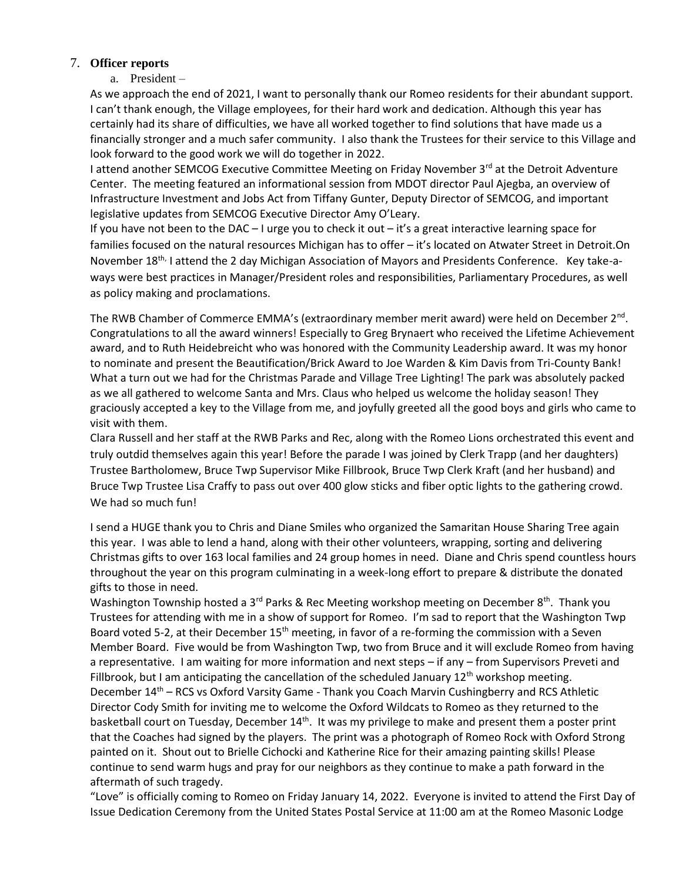7. **Officer reports**

   a. President –

As we approach the end of 2021, I want to personally thank our Romeo residents for their abundant support. I can't thank enough, the Village employees, for their hard work and dedication. Although this year has certainly had its share of difficulties, we have all worked together to find solutions that have made us a financially stronger and a much safer community. I also thank the Trustees for their service to this Village and look forward to the good work we will do together in 2022.

I attend another SEMCOG Executive Committee Meeting on Friday November 3rd at the Detroit Adventure Center. The meeting featured an informational session from MDOT director Paul Ajegba, an overview of Infrastructure Investment and Jobs Act from Tiffany Gunter, Deputy Director of SEMCOG, and important legislative updates from SEMCOG Executive Director Amy O'Leary.

If you have not been to the DAC – I urge you to check it out – it's a great interactive learning space for families focused on the natural resources Michigan has to offer – it's located on Atwater Street in Detroit.On November 18th, I attend the 2 day Michigan Association of Mayors and Presidents Conference. Key take-a-ways were best practices in Manager/President roles and responsibilities, Parliamentary Procedures, as well as policy making and proclamations.

The RWB Chamber of Commerce EMMA's (extraordinary member merit award) were held on December 2nd. Congratulations to all the award winners! Especially to Greg Brynaert who received the Lifetime Achievement award, and to Ruth Heidebreicht who was honored with the Community Leadership award. It was my honor to nominate and present the Beautification/Brick Award to Joe Warden & Kim Davis from Tri-County Bank! What a turn out we had for the Christmas Parade and Village Tree Lighting! The park was absolutely packed as we all gathered to welcome Santa and Mrs. Claus who helped us welcome the holiday season! They graciously accepted a key to the Village from me, and joyfully greeted all the good boys and girls who came to visit with them.

Clara Russell and her staff at the RWB Parks and Rec, along with the Romeo Lions orchestrated this event and truly outdid themselves again this year! Before the parade I was joined by Clerk Trapp (and her daughters) Trustee Bartholomew, Bruce Twp Supervisor Mike Fillbrook, Bruce Twp Clerk Kraft (and her husband) and Bruce Twp Trustee Lisa Craffy to pass out over 400 glow sticks and fiber optic lights to the gathering crowd. We had so much fun!

I send a HUGE thank you to Chris and Diane Smiles who organized the Samaritan House Sharing Tree again this year. I was able to lend a hand, along with their other volunteers, wrapping, sorting and delivering Christmas gifts to over 163 local families and 24 group homes in need. Diane and Chris spend countless hours throughout the year on this program culminating in a week-long effort to prepare & distribute the donated gifts to those in need.

Washington Township hosted a 3rd Parks & Rec Meeting workshop meeting on December 8th. Thank you Trustees for attending with me in a show of support for Romeo. I'm sad to report that the Washington Twp Board voted 5-2, at their December 15th meeting, in favor of a re-forming the commission with a Seven Member Board. Five would be from Washington Twp, two from Bruce and it will exclude Romeo from having a representative. I am waiting for more information and next steps – if any – from Supervisors Preveti and Fillbrook, but I am anticipating the cancellation of the scheduled January 12th workshop meeting.

December 14th – RCS vs Oxford Varsity Game - Thank you Coach Marvin Cushingberry and RCS Athletic Director Cody Smith for inviting me to welcome the Oxford Wildcats to Romeo as they returned to the basketball court on Tuesday, December 14th. It was my privilege to make and present them a poster print that the Coaches had signed by the players. The print was a photograph of Romeo Rock with Oxford Strong painted on it. Shout out to Brielle Cichocki and Katherine Rice for their amazing painting skills! Please continue to send warm hugs and pray for our neighbors as they continue to make a path forward in the aftermath of such tragedy.

"Love" is officially coming to Romeo on Friday January 14, 2022. Everyone is invited to attend the First Day of Issue Dedication Ceremony from the United States Postal Service at 11:00 am at the Romeo Masonic Lodge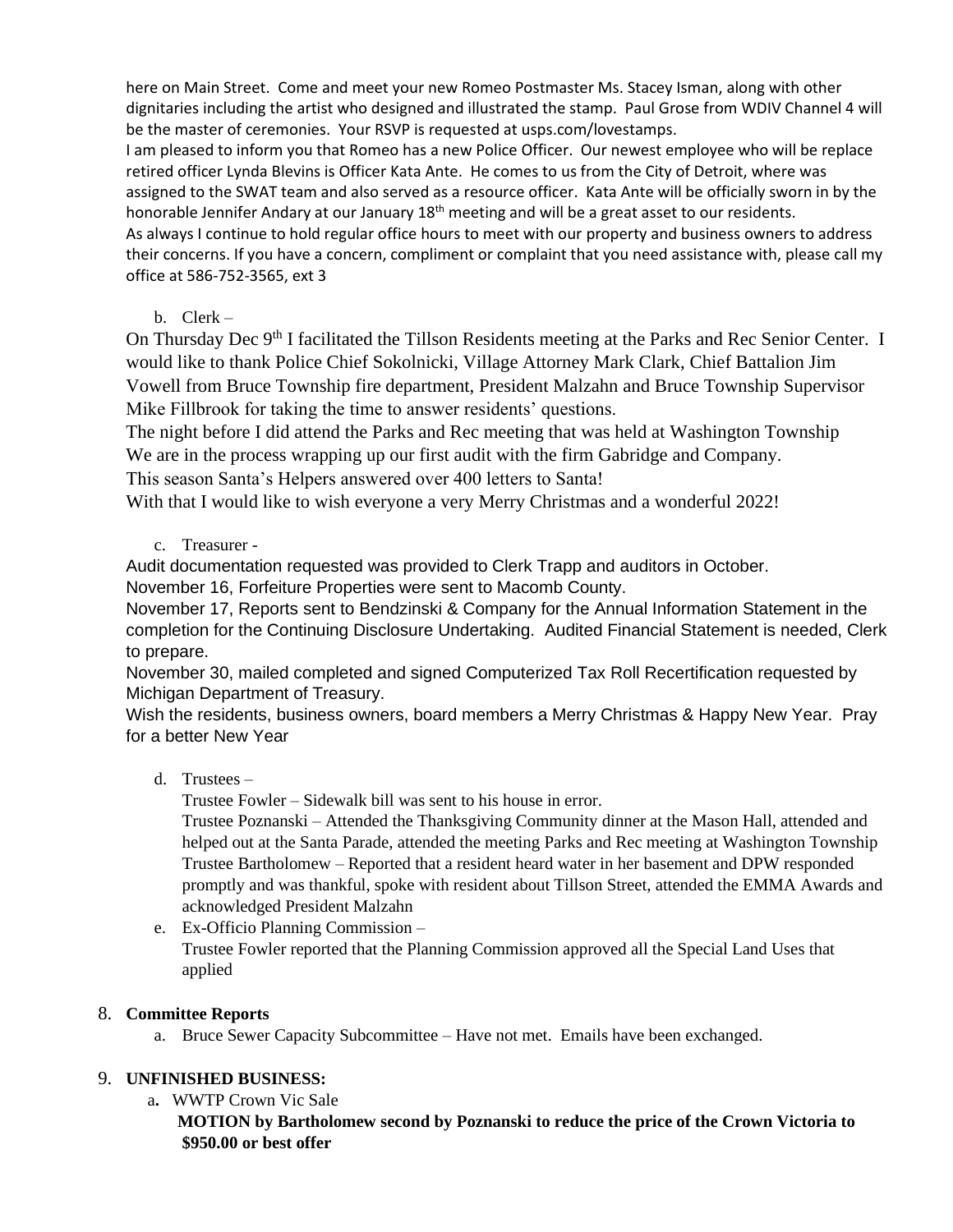here on Main Street. Come and meet your new Romeo Postmaster Ms. Stacey Isman, along with other dignitaries including the artist who designed and illustrated the stamp. Paul Grose from WDIV Channel 4 will be the master of ceremonies. Your RSVP is requested at usps.com/lovestamps.

I am pleased to inform you that Romeo has a new Police Officer. Our newest employee who will be replace retired officer Lynda Blevins is Officer Kata Ante. He comes to us from the City of Detroit, where was assigned to the SWAT team and also served as a resource officer. Kata Ante will be officially sworn in by the honorable Jennifer Andary at our January 18th meeting and will be a great asset to our residents.

As always I continue to hold regular office hours to meet with our property and business owners to address their concerns. If you have a concern, compliment or complaint that you need assistance with, please call my office at 586-752-3565, ext 3

b. Clerk –

On Thursday Dec 9th I facilitated the Tillson Residents meeting at the Parks and Rec Senior Center. I would like to thank Police Chief Sokolnicki, Village Attorney Mark Clark, Chief Battalion Jim Vowell from Bruce Township fire department, President Malzahn and Bruce Township Supervisor Mike Fillbrook for taking the time to answer residents' questions.

The night before I did attend the Parks and Rec meeting that was held at Washington Township

We are in the process wrapping up our first audit with the firm Gabridge and Company.

This season Santa's Helpers answered over 400 letters to Santa!

With that I would like to wish everyone a very Merry Christmas and a wonderful 2022!

c. Treasurer -

Audit documentation requested was provided to Clerk Trapp and auditors in October.

November 16, Forfeiture Properties were sent to Macomb County.

November 17, Reports sent to Bendzinski & Company for the Annual Information Statement in the completion for the Continuing Disclosure Undertaking. Audited Financial Statement is needed, Clerk to prepare.

November 30, mailed completed and signed Computerized Tax Roll Recertification requested by Michigan Department of Treasury.

Wish the residents, business owners, board members a Merry Christmas & Happy New Year. Pray for a better New Year

d. Trustees –

Trustee Fowler – Sidewalk bill was sent to his house in error.

Trustee Poznanski – Attended the Thanksgiving Community dinner at the Mason Hall, attended and helped out at the Santa Parade, attended the meeting Parks and Rec meeting at Washington Township

Trustee Bartholomew – Reported that a resident heard water in her basement and DPW responded promptly and was thankful, spoke with resident about Tillson Street, attended the EMMA Awards and acknowledged President Malzahn

e. Ex-Officio Planning Commission –

Trustee Fowler reported that the Planning Commission approved all the Special Land Uses that applied

8. **Committee Reports**

a. Bruce Sewer Capacity Subcommittee – Have not met. Emails have been exchanged.

9. **UNFINISHED BUSINESS:**

a. WWTP Crown Vic Sale

**MOTION by Bartholomew second by Poznanski to reduce the price of the Crown Victoria to $950.00 or best offer**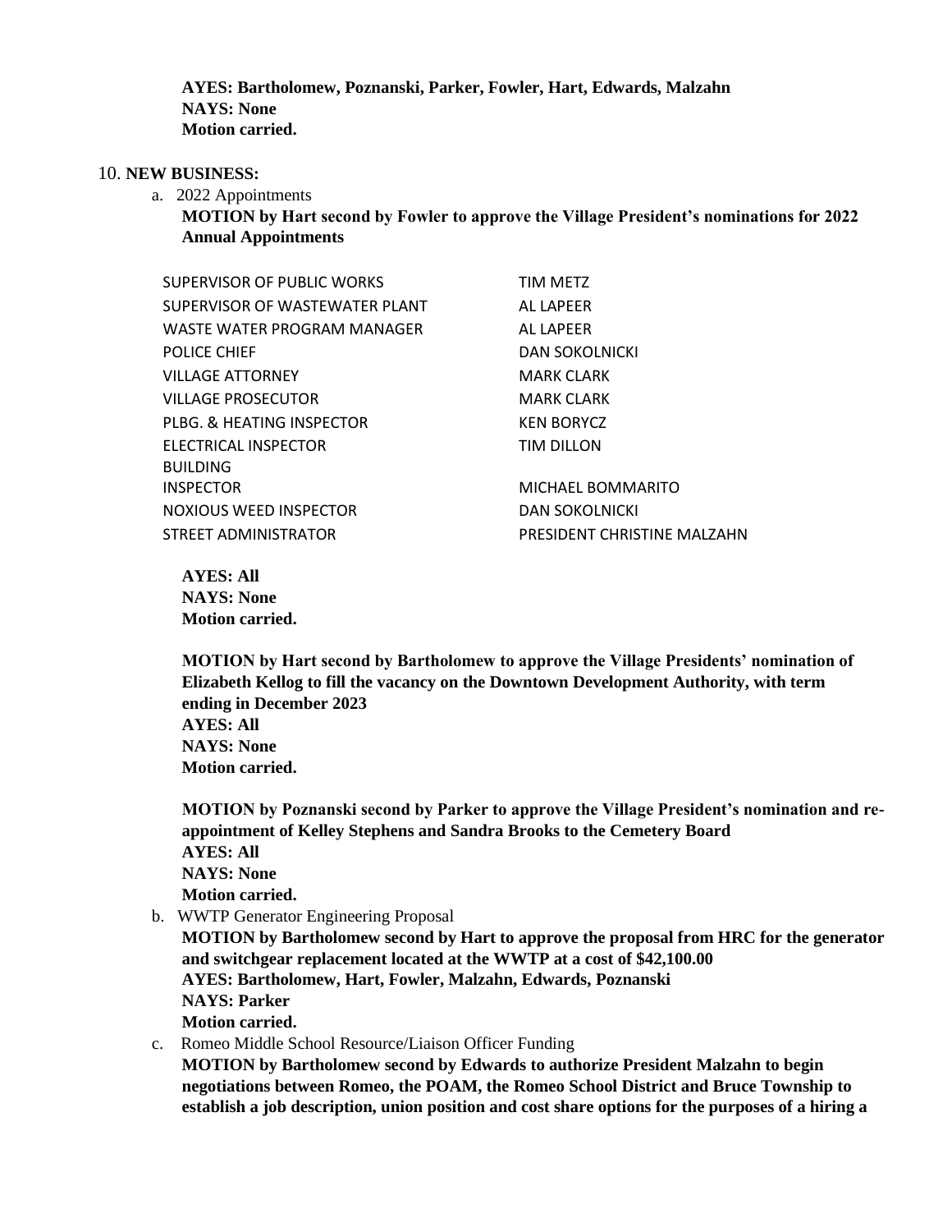**AYES: Bartholomew, Poznanski, Parker, Fowler, Hart, Edwards, Malzahn**
**NAYS: None**
**Motion carried.**

10. **NEW BUSINESS:**

a. 2022 Appointments

**MOTION by Hart second by Fowler to approve the Village President's nominations for 2022 Annual Appointments**

| | |
|---|---|
| SUPERVISOR OF PUBLIC WORKS | TIM METZ |
| SUPERVISOR OF WASTEWATER PLANT | AL LAPEER |
| WASTE WATER PROGRAM MANAGER | AL LAPEER |
| POLICE CHIEF | DAN SOKOLNICKI |
| VILLAGE ATTORNEY | MARK CLARK |
| VILLAGE PROSECUTOR | MARK CLARK |
| PLBG. & HEATING INSPECTOR | KEN BORYCZ |
| ELECTRICAL INSPECTOR | TIM DILLON |
| BUILDING INSPECTOR | MICHAEL BOMMARITO |
| NOXIOUS WEED INSPECTOR | DAN SOKOLNICKI |
| STREET ADMINISTRATOR | PRESIDENT CHRISTINE MALZAHN |

**AYES: All**
**NAYS: None**
**Motion carried.**

**MOTION by Hart second by Bartholomew to approve the Village Presidents' nomination of Elizabeth Kellog to fill the vacancy on the Downtown Development Authority, with term ending in December 2023**
**AYES: All**
**NAYS: None**
**Motion carried.**

**MOTION by Poznanski second by Parker to approve the Village President's nomination and re-appointment of Kelley Stephens and Sandra Brooks to the Cemetery Board**
**AYES: All**
**NAYS: None**
**Motion carried.**

b. WWTP Generator Engineering Proposal

**MOTION by Bartholomew second by Hart to approve the proposal from HRC for the generator and switchgear replacement located at the WWTP at a cost of $42,100.00**
**AYES: Bartholomew, Hart, Fowler, Malzahn, Edwards, Poznanski**
**NAYS: Parker**
**Motion carried.**

c. Romeo Middle School Resource/Liaison Officer Funding

**MOTION by Bartholomew second by Edwards to authorize President Malzahn to begin negotiations between Romeo, the POAM, the Romeo School District and Bruce Township to establish a job description, union position and cost share options for the purposes of a hiring a**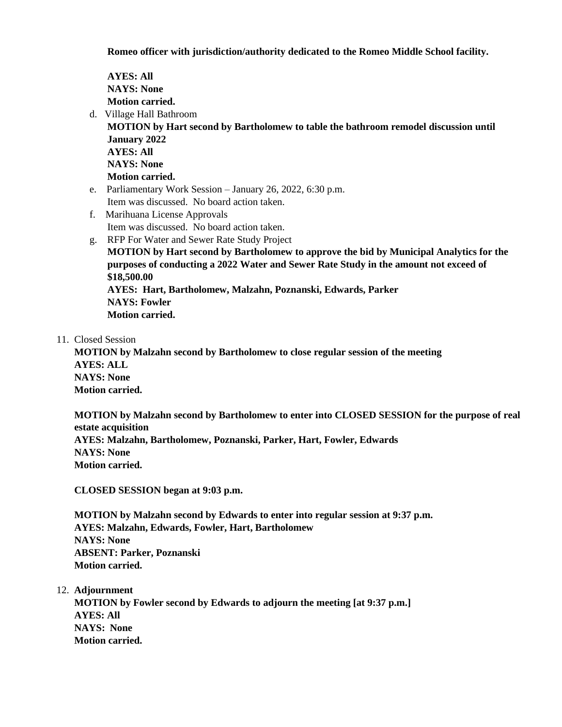**Romeo officer with jurisdiction/authority dedicated to the Romeo Middle School facility.**

**AYES: All**
**NAYS: None**
**Motion carried.**

d. Village Hall Bathroom
**MOTION by Hart second by Bartholomew to table the bathroom remodel discussion until January 2022**
**AYES: All**
**NAYS: None**
**Motion carried.**

e. Parliamentary Work Session – January 26, 2022, 6:30 p.m.
Item was discussed. No board action taken.

f. Marihuana License Approvals
Item was discussed. No board action taken.

g. RFP For Water and Sewer Rate Study Project
**MOTION by Hart second by Bartholomew to approve the bid by Municipal Analytics for the purposes of conducting a 2022 Water and Sewer Rate Study in the amount not exceed of $18,500.00**
**AYES: Hart, Bartholomew, Malzahn, Poznanski, Edwards, Parker**
**NAYS: Fowler**
**Motion carried.**

11. Closed Session
**MOTION by Malzahn second by Bartholomew to close regular session of the meeting**
**AYES: ALL**
**NAYS: None**
**Motion carried.**

**MOTION by Malzahn second by Bartholomew to enter into CLOSED SESSION for the purpose of real estate acquisition**
**AYES: Malzahn, Bartholomew, Poznanski, Parker, Hart, Fowler, Edwards**
**NAYS: None**
**Motion carried.**

**CLOSED SESSION began at 9:03 p.m.**

**MOTION by Malzahn second by Edwards to enter into regular session at 9:37 p.m.**
**AYES: Malzahn, Edwards, Fowler, Hart, Bartholomew**
**NAYS: None**
**ABSENT: Parker, Poznanski**
**Motion carried.**

12. **Adjournment**
**MOTION by Fowler second by Edwards to adjourn the meeting [at 9:37 p.m.]**
**AYES: All**
**NAYS: None**
**Motion carried.**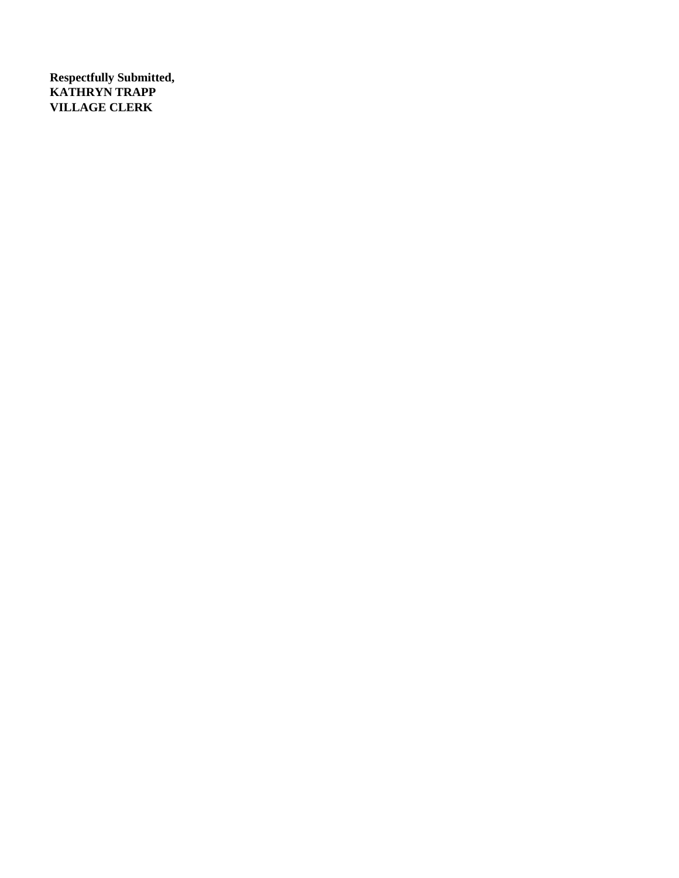**Respectfully Submitted,**
**KATHRYN TRAPP**
**VILLAGE CLERK**